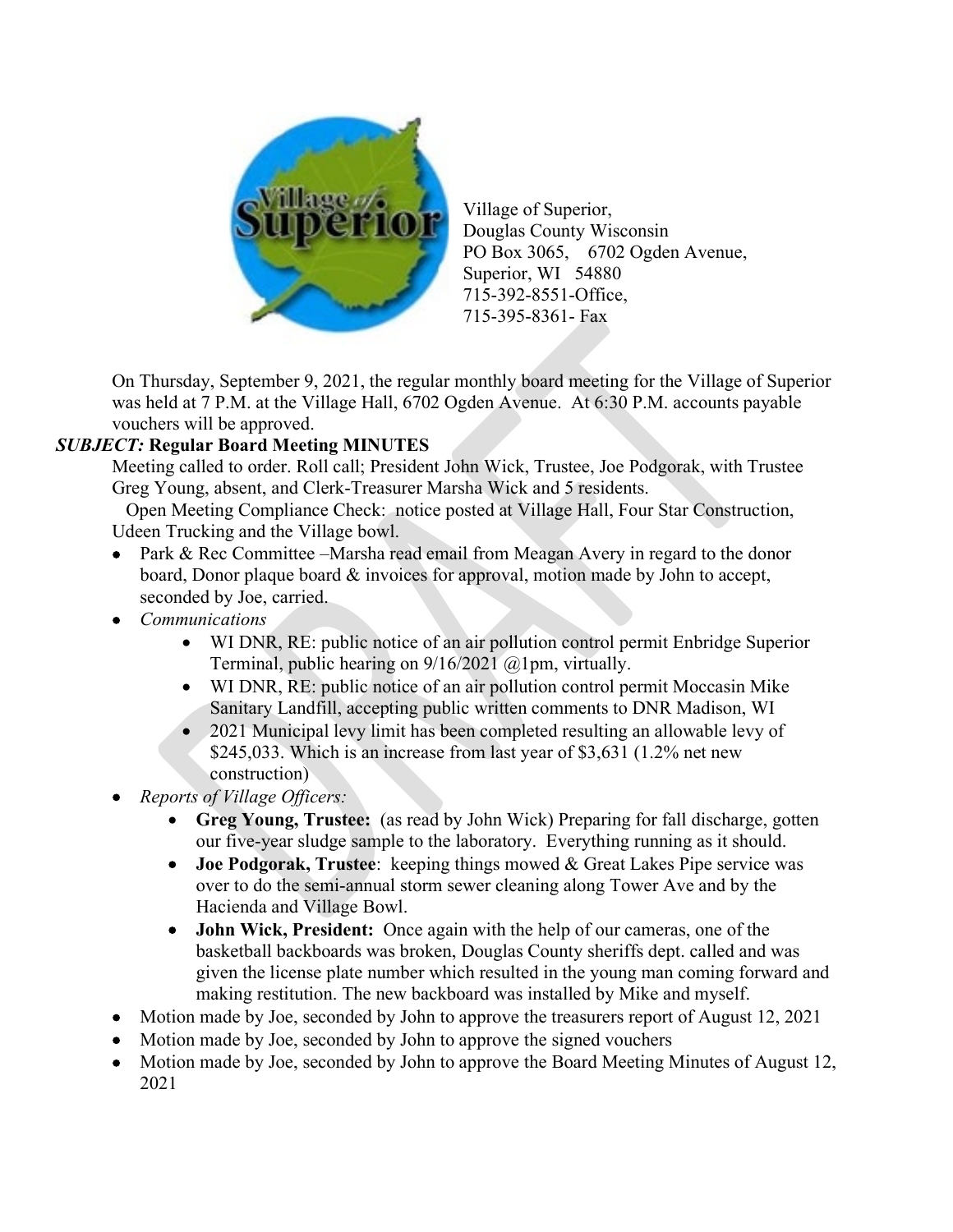Village of Superior,
Douglas County Wisconsin
PO Box 3065, 6702 Ogden Avenue,
Superior, WI 54880
715-392-8551-Office,
715-395-8361- Fax

On Thursday, September 9, 2021, the regular monthly board meeting for the Village of Superior was held at 7 P.M. at the Village Hall, 6702 Ogden Avenue. At 6:30 P.M. accounts payable vouchers will be approved.

***SUBJECT:* Regular Board Meeting MINUTES**

Meeting called to order. Roll call; President John Wick, Trustee, Joe Podgorak, with Trustee Greg Young, absent, and Clerk-Treasurer Marsha Wick and 5 residents.

Open Meeting Compliance Check: notice posted at Village Hall, Four Star Construction, Udeen Trucking and the Village bowl.

- Park & Rec Committee –Marsha read email from Meagan Avery in regard to the donor board, Donor plaque board & invoices for approval, motion made by John to accept, seconded by Joe, carried.
- *Communications*
  - WI DNR, RE: public notice of an air pollution control permit Enbridge Superior Terminal, public hearing on 9/16/2021 @1pm, virtually.
  - WI DNR, RE: public notice of an air pollution control permit Moccasin Mike Sanitary Landfill, accepting public written comments to DNR Madison, WI
  - 2021 Municipal levy limit has been completed resulting an allowable levy of $245,033. Which is an increase from last year of $3,631 (1.2% net new construction)
- *Reports of Village Officers:*
  - **Greg Young, Trustee:** (as read by John Wick) Preparing for fall discharge, gotten our five-year sludge sample to the laboratory. Everything running as it should.
  - **Joe Podgorak, Trustee**: keeping things mowed & Great Lakes Pipe service was over to do the semi-annual storm sewer cleaning along Tower Ave and by the Hacienda and Village Bowl.
  - **John Wick, President:** Once again with the help of our cameras, one of the basketball backboards was broken, Douglas County sheriffs dept. called and was given the license plate number which resulted in the young man coming forward and making restitution. The new backboard was installed by Mike and myself.
- Motion made by Joe, seconded by John to approve the treasurers report of August 12, 2021
- Motion made by Joe, seconded by John to approve the signed vouchers
- Motion made by Joe, seconded by John to approve the Board Meeting Minutes of August 12, 2021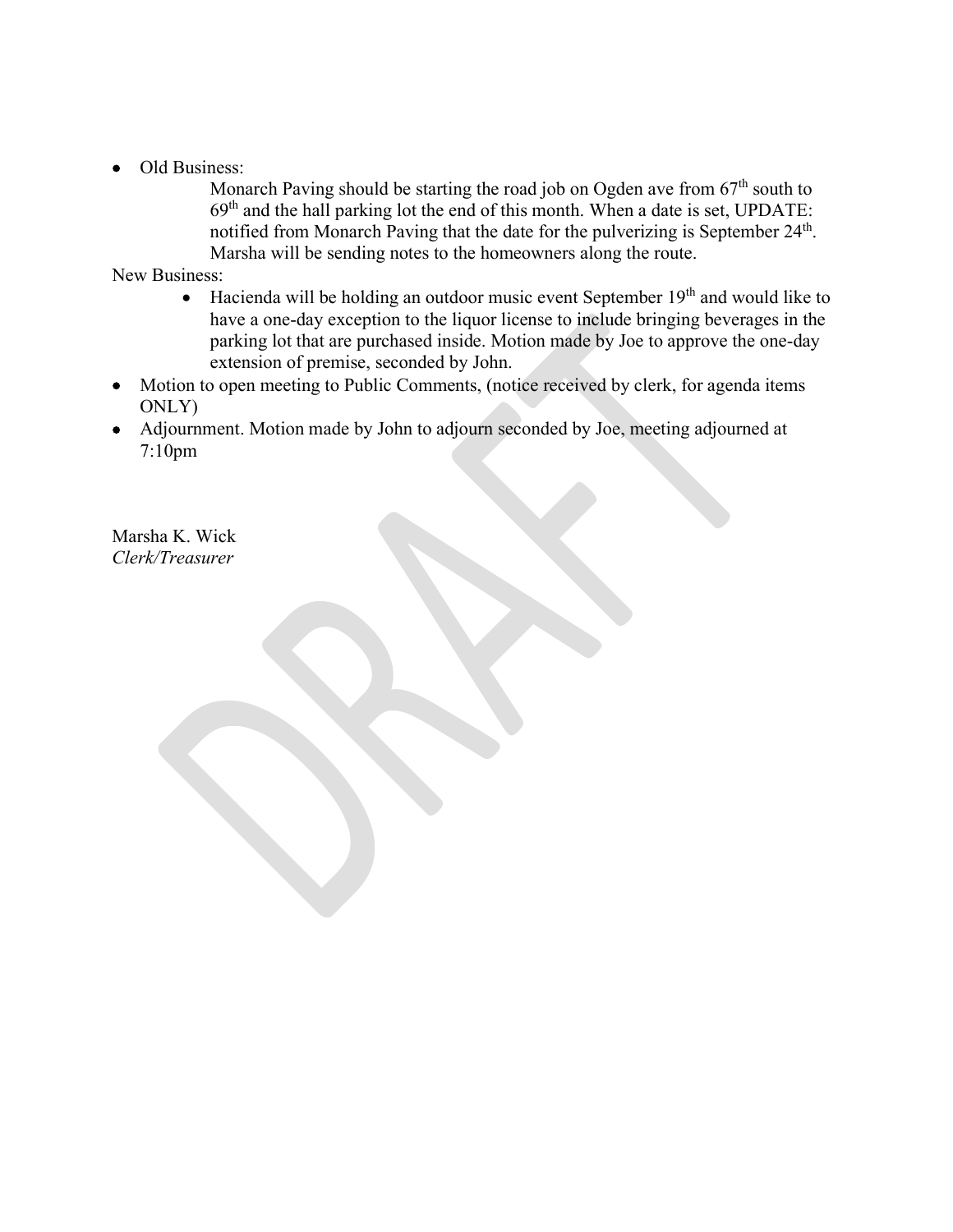- Old Business:

  Monarch Paving should be starting the road job on Ogden ave from 67th south to 69th and the hall parking lot the end of this month. When a date is set, UPDATE: notified from Monarch Paving that the date for the pulverizing is September 24th. Marsha will be sending notes to the homeowners along the route.

New Business:

- Hacienda will be holding an outdoor music event September 19th and would like to have a one-day exception to the liquor license to include bringing beverages in the parking lot that are purchased inside. Motion made by Joe to approve the one-day extension of premise, seconded by John.

- Motion to open meeting to Public Comments, (notice received by clerk, for agenda items ONLY)
- Adjournment. Motion made by John to adjourn seconded by Joe, meeting adjourned at 7:10pm

Marsha K. Wick
*Clerk/Treasurer*